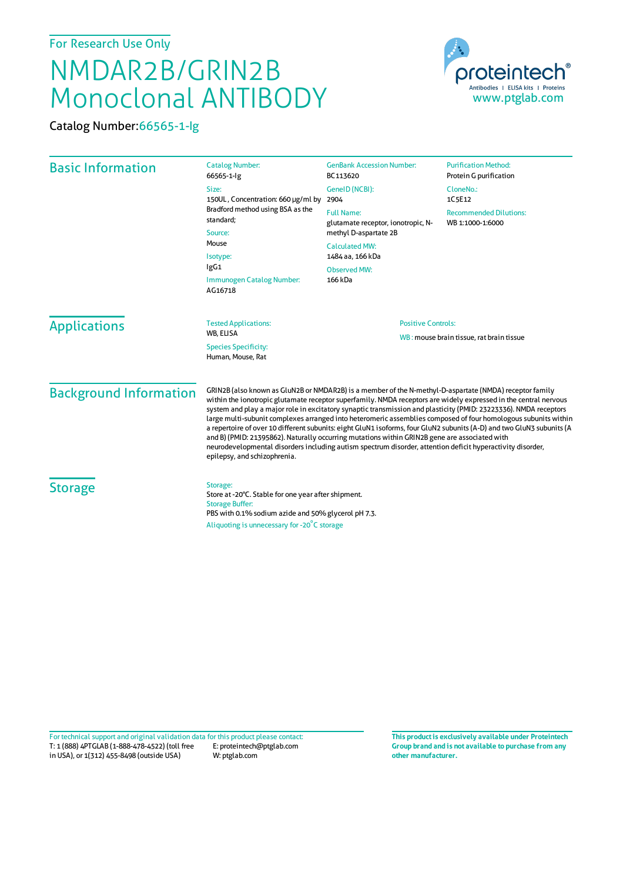For Research Use Only

# NMDAR2B/GRIN2B Monoclonal ANTIBODY

Catalog Number:66565-1-Ig

proteintech® Antibodies | ELISA kits | Proteins www.ptglab.com

## Basic Information

Catalog Number:
66565-1-Ig

Size:
150UL , Concentration: 660 μg/ml by Bradford method using BSA as the standard;

Source:
Mouse

Isotype:
IgG1

Immunogen Catalog Number:
AG16718

GenBank Accession Number:
BC113620

GeneID (NCBI):
2904

Full Name:
glutamate receptor, ionotropic, N-methyl D-aspartate 2B

Calculated MW:
1484 aa, 166 kDa

Observed MW:
166 kDa

Purification Method:
Protein G purification

CloneNo.:
1C5E12

Recommended Dilutions:
WB 1:1000-1:6000

## Applications

Tested Applications:
WB, ELISA

Species Specificity:
Human, Mouse, Rat

Positive Controls:

WB : mouse brain tissue, rat brain tissue

## Background Information

GRIN2B (also known as GluN2B or NMDAR2B) is a member of the N-methyl-D-aspartate (NMDA) receptor family within the ionotropic glutamate receptor superfamily. NMDA receptors are widely expressed in the central nervous system and play a major role in excitatory synaptic transmission and plasticity (PMID: 23223336). NMDA receptors large multi-subunit complexes arranged into heteromeric assemblies composed of four homologous subunits within a repertoire of over 10 different subunits: eight GluN1 isoforms, four GluN2 subunits (A-D) and two GluN3 subunits (A and B) (PMID: 21395862). Naturally occurring mutations within GRIN2B gene are associated with neurodevelopmental disorders including autism spectrum disorder, attention deficit hyperactivity disorder, epilepsy, and schizophrenia.

## Storage

Storage:
Store at -20°C. Stable for one year after shipment.

Storage Buffer:
PBS with 0.1% sodium azide and 50% glycerol pH 7.3.

Aliquoting is unnecessary for -20°C storage

For technical support and original validation data for this product please contact:
T: 1 (888) 4PTGLAB (1-888-478-4522) (toll free in USA), or 1(312) 455-8498 (outside USA)
E: proteintech@ptglab.com
W: ptglab.com

**This product is exclusively available under Proteintech Group brand and is not available to purchase from any other manufacturer.**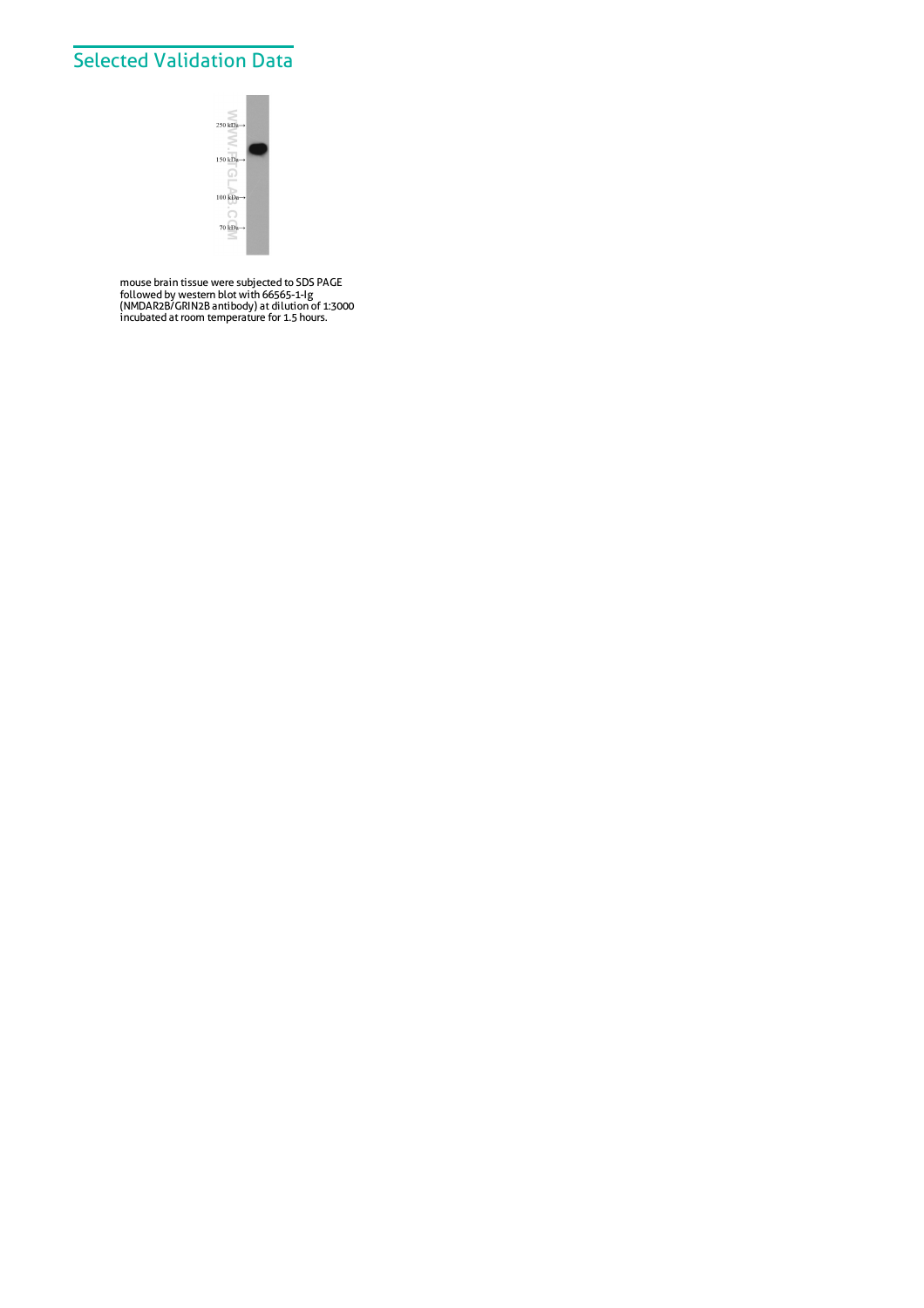## Selected Validation Data

250 kDa→
150 kDa→
100 kDa→
70 kDa→

WWW.PTGLAB.COM

mouse brain tissue were subjected to SDS PAGE followed by western blot with 66565-1-Ig (NMDAR2B/GRIN2B antibody) at dilution of 1:3000 incubated at room temperature for 1.5 hours.